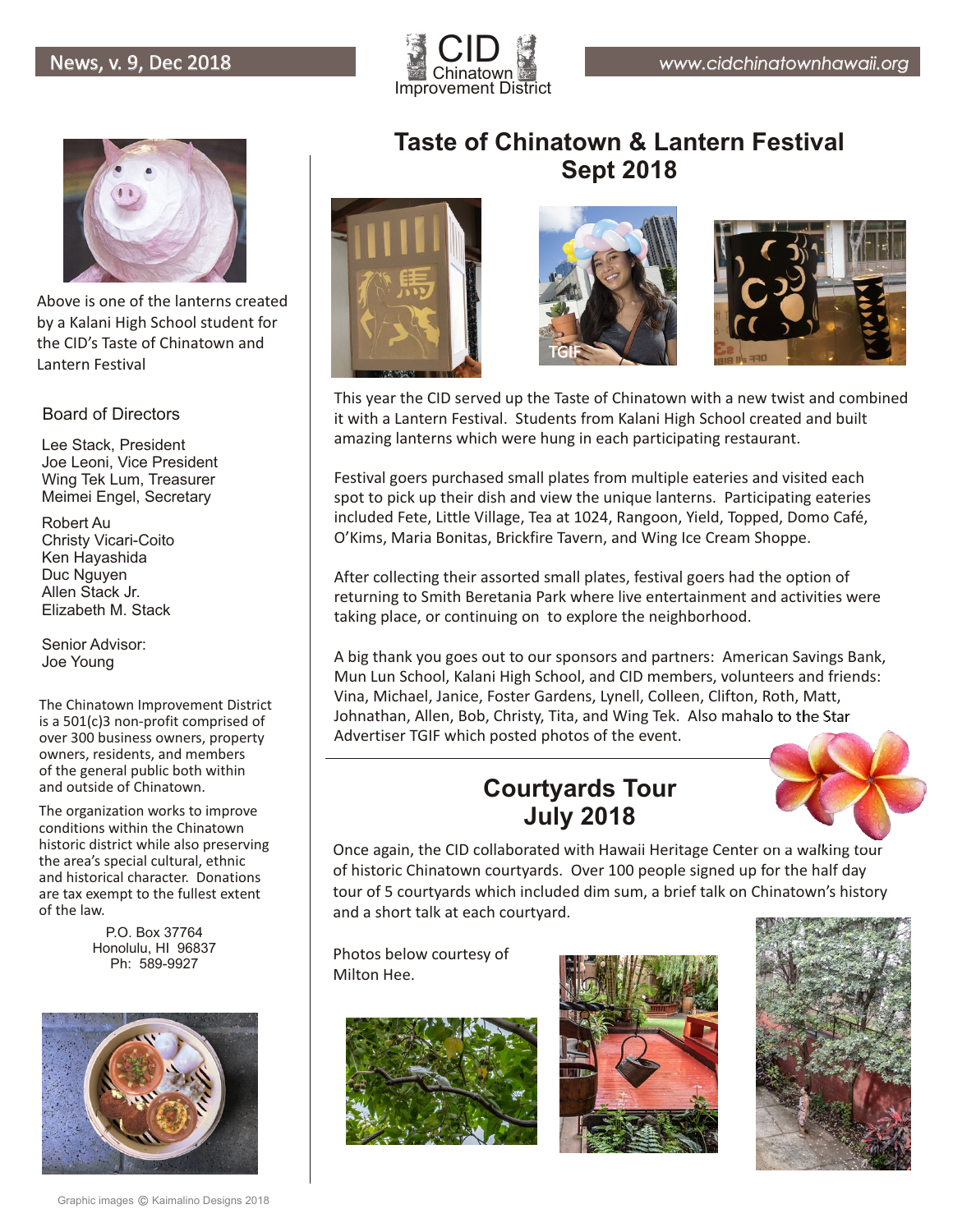# CID Chinatown Improvement District

News, v. 9, Dec 2018

www.cidchinatownhawaii.org

Above is one of the lanterns created by a Kalani High School student for the CID's Taste of Chinatown and Lantern Festival

## Board of Directors

Lee Stack, President
Joe Leoni, Vice President
Wing Tek Lum, Treasurer
Meimei Engel, Secretary

Robert Au
Christy Vicari-Coito
Ken Hayashida
Duc Nguyen
Allen Stack Jr.
Elizabeth M. Stack

Senior Advisor:
Joe Young

The Chinatown Improvement District is a 501(c)3 non-profit comprised of over 300 business owners, property owners, residents, and members of the general public both within and outside of Chinatown.

The organization works to improve conditions within the Chinatown historic district while also preserving the area's special cultural, ethnic and historical character. Donations are tax exempt to the fullest extent of the law.

P.O. Box 37764
Honolulu, HI 96837
Ph: 589-9927

## Taste of Chinatown & Lantern Festival Sept 2018

This year the CID served up the Taste of Chinatown with a new twist and combined it with a Lantern Festival. Students from Kalani High School created and built amazing lanterns which were hung in each participating restaurant.

Festival goers purchased small plates from multiple eateries and visited each spot to pick up their dish and view the unique lanterns. Participating eateries included Fete, Little Village, Tea at 1024, Rangoon, Yield, Topped, Domo Café, O'Kims, Maria Bonitas, Brickfire Tavern, and Wing Ice Cream Shoppe.

After collecting their assorted small plates, festival goers had the option of returning to Smith Beretania Park where live entertainment and activities were taking place, or continuing on to explore the neighborhood.

A big thank you goes out to our sponsors and partners: American Savings Bank, Mun Lun School, Kalani High School, and CID members, volunteers and friends: Vina, Michael, Janice, Foster Gardens, Lynell, Colleen, Clifton, Roth, Matt, Johnathan, Allen, Bob, Christy, Tita, and Wing Tek. Also mahalo to the Star Advertiser TGIF which posted photos of the event.

## Courtyards Tour July 2018

Once again, the CID collaborated with Hawaii Heritage Center on a walking tour of historic Chinatown courtyards. Over 100 people signed up for the half day tour of 5 courtyards which included dim sum, a brief talk on Chinatown's history and a short talk at each courtyard.

Photos below courtesy of Milton Hee.

Graphic images © Kaimalino Designs 2018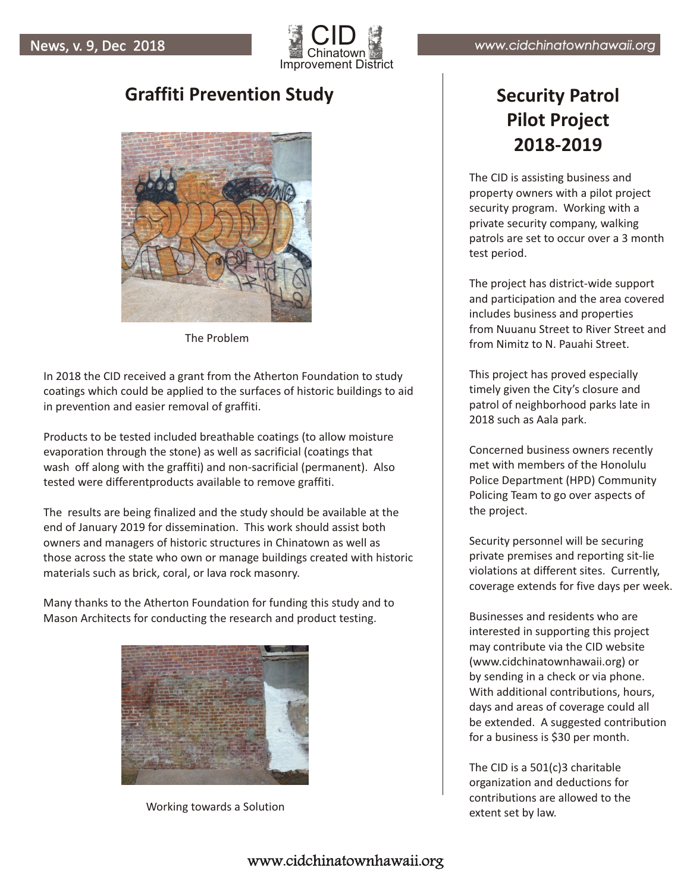## Graffiti Prevention Study

The Problem

In 2018 the CID received a grant from the Atherton Foundation to study coatings which could be applied to the surfaces of historic buildings to aid in prevention and easier removal of graffiti.

Products to be tested included breathable coatings (to allow moisture evaporation through the stone) as well as sacrificial (coatings that wash off along with the graffiti) and non-sacrificial (permanent). Also tested were differentproducts available to remove graffiti.

The results are being finalized and the study should be available at the end of January 2019 for dissemination. This work should assist both owners and managers of historic structures in Chinatown as well as those across the state who own or manage buildings created with historic materials such as brick, coral, or lava rock masonry.

Many thanks to the Atherton Foundation for funding this study and to Mason Architects for conducting the research and product testing.

Working towards a Solution

## Security Patrol Pilot Project 2018-2019

The CID is assisting business and property owners with a pilot project security program. Working with a private security company, walking patrols are set to occur over a 3 month test period.

The project has district-wide support and participation and the area covered includes business and properties from Nuuanu Street to River Street and from Nimitz to N. Pauahi Street.

This project has proved especially timely given the City's closure and patrol of neighborhood parks late in 2018 such as Aala park.

Concerned business owners recently met with members of the Honolulu Police Department (HPD) Community Policing Team to go over aspects of the project.

Security personnel will be securing private premises and reporting sit-lie violations at different sites. Currently, coverage extends for five days per week.

Businesses and residents who are interested in supporting this project may contribute via the CID website (www.cidchinatownhawaii.org) or by sending in a check or via phone. With additional contributions, hours, days and areas of coverage could all be extended. A suggested contribution for a business is $30 per month.

The CID is a 501(c)3 charitable organization and deductions for contributions are allowed to the extent set by law.